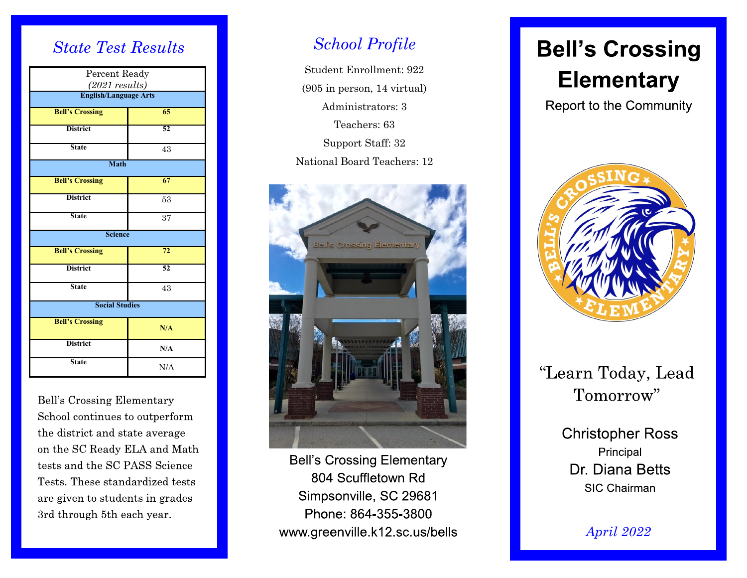## State Test Results

| Percent Ready *(2021 results)* | |
|---|---|
| **English/Language Arts** | |
| **Bell's Crossing** | **65** |
| **District** | **52** |
| **State** | 43 |
| **Math** | |
| **Bell's Crossing** | **67** |
| **District** | 53 |
| **State** | 37 |
| **Science** | |
| **Bell's Crossing** | **72** |
| **District** | **52** |
| **State** | 43 |
| **Social Studies** | |
| **Bell's Crossing** | **N/A** |
| **District** | **N/A** |
| **State** | N/A |

Bell's Crossing Elementary School continues to outperform the district and state average on the SC Ready ELA and Math tests and the SC PASS Science Tests. These standardized tests are given to students in grades 3rd through 5th each year.

## School Profile

Student Enrollment: 922

(905 in person, 14 virtual)

Administrators: 3

Teachers: 63

Support Staff: 32

National Board Teachers: 12

Bell's Crossing Elementary
804 Scuffletown Rd
Simpsonville, SC 29681
Phone: 864-355-3800
www.greenville.k12.sc.us/bells

# Bell's Crossing Elementary

Report to the Community

"Learn Today, Lead Tomorrow"

Christopher Ross
Principal

Dr. Diana Betts
SIC Chairman

*April 2022*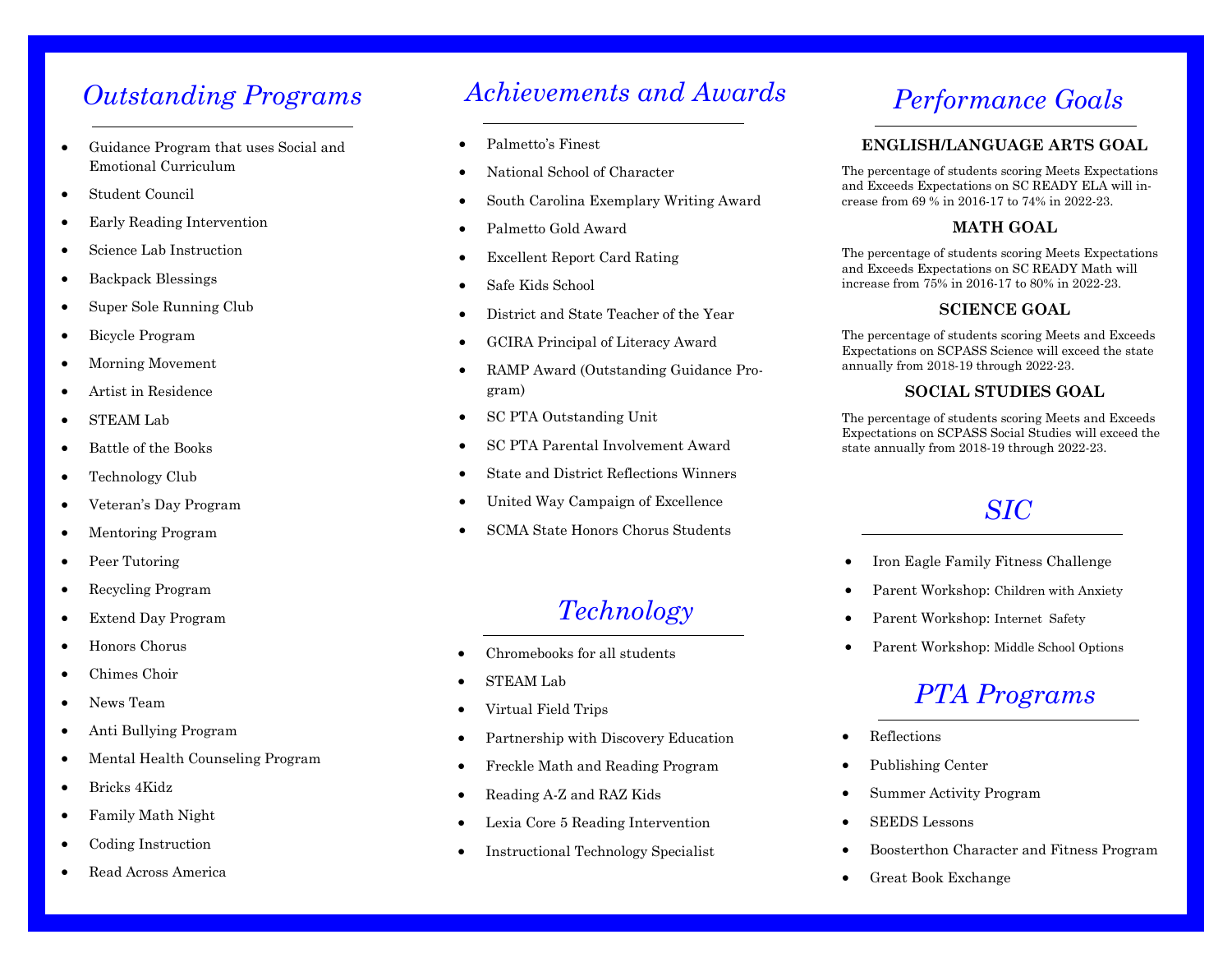## *Outstanding Programs*

- Guidance Program that uses Social and Emotional Curriculum
- Student Council
- Early Reading Intervention
- Science Lab Instruction
- Backpack Blessings
- Super Sole Running Club
- Bicycle Program
- Morning Movement
- Artist in Residence
- STEAM Lab
- Battle of the Books
- Technology Club
- Veteran's Day Program
- Mentoring Program
- Peer Tutoring
- Recycling Program
- Extend Day Program
- Honors Chorus
- Chimes Choir
- News Team
- Anti Bullying Program
- Mental Health Counseling Program
- Bricks 4Kidz
- Family Math Night
- Coding Instruction
- Read Across America

## *Achievements and Awards*

- Palmetto's Finest
- National School of Character
- South Carolina Exemplary Writing Award
- Palmetto Gold Award
- Excellent Report Card Rating
- Safe Kids School
- District and State Teacher of the Year
- GCIRA Principal of Literacy Award
- RAMP Award (Outstanding Guidance Program)
- SC PTA Outstanding Unit
- SC PTA Parental Involvement Award
- State and District Reflections Winners
- United Way Campaign of Excellence
- SCMA State Honors Chorus Students

## *Technology*

- Chromebooks for all students
- STEAM Lab
- Virtual Field Trips
- Partnership with Discovery Education
- Freckle Math and Reading Program
- Reading A-Z and RAZ Kids
- Lexia Core 5 Reading Intervention
- Instructional Technology Specialist

## *Performance Goals*

### ENGLISH/LANGUAGE ARTS GOAL

The percentage of students scoring Meets Expectations and Exceeds Expectations on SC READY ELA will increase from 69 % in 2016-17 to 74% in 2022-23.

### MATH GOAL

The percentage of students scoring Meets Expectations and Exceeds Expectations on SC READY Math will increase from 75% in 2016-17 to 80% in 2022-23.

### SCIENCE GOAL

The percentage of students scoring Meets and Exceeds Expectations on SCPASS Science will exceed the state annually from 2018-19 through 2022-23.

### SOCIAL STUDIES GOAL

The percentage of students scoring Meets and Exceeds Expectations on SCPASS Social Studies will exceed the state annually from 2018-19 through 2022-23.

## *SIC*

- Iron Eagle Family Fitness Challenge
- Parent Workshop: Children with Anxiety
- Parent Workshop: Internet Safety
- Parent Workshop: Middle School Options

## *PTA Programs*

- Reflections
- Publishing Center
- Summer Activity Program
- SEEDS Lessons
- Boosterthon Character and Fitness Program
- Great Book Exchange